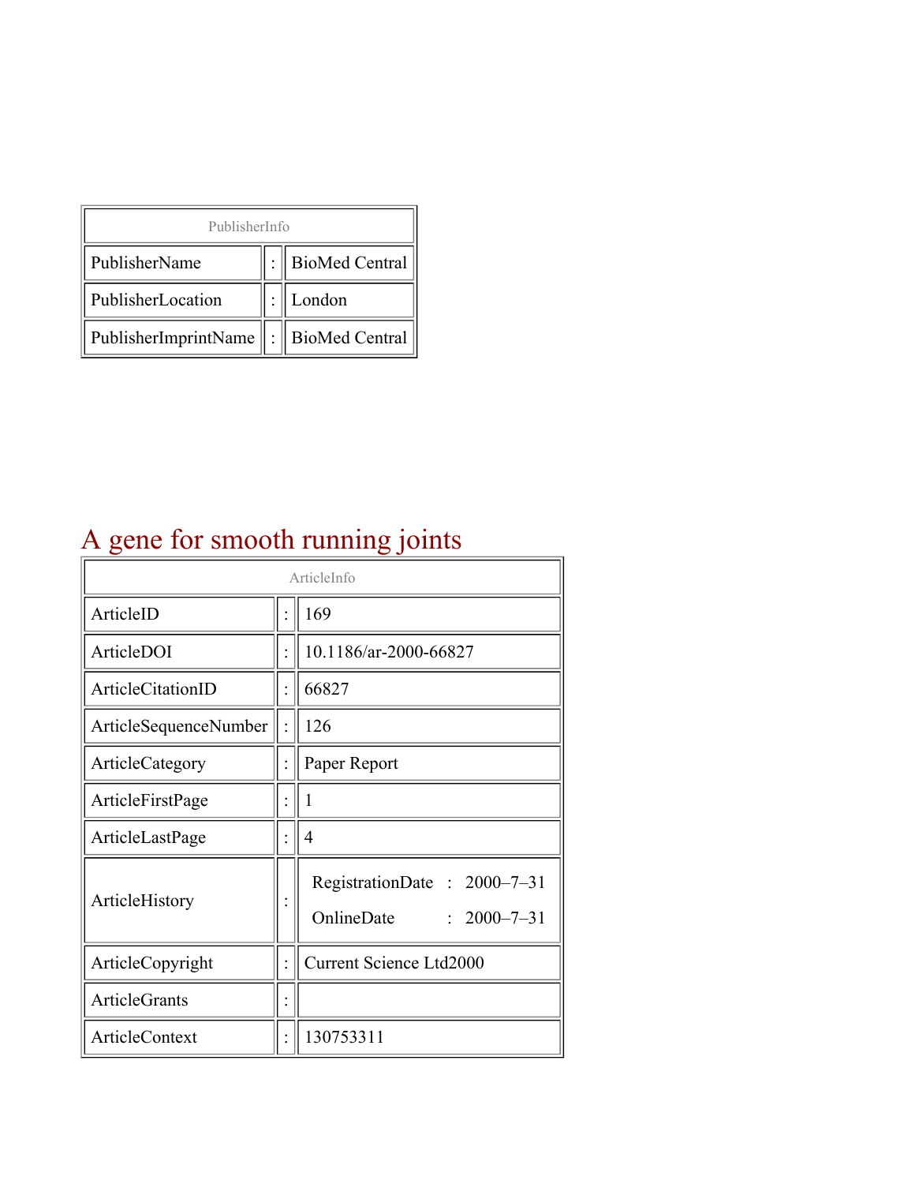| PublisherInfo | | |
|---|---|---|
| PublisherName | : | BioMed Central |
| PublisherLocation | : | London |
| PublisherImprintName | : | BioMed Central |

# A gene for smooth running joints

| ArticleInfo | | |
|---|---|---|
| ArticleID | : | 169 |
| ArticleDOI | : | 10.1186/ar-2000-66827 |
| ArticleCitationID | : | 66827 |
| ArticleSequenceNumber | : | 126 |
| ArticleCategory | : | Paper Report |
| ArticleFirstPage | : | 1 |
| ArticleLastPage | : | 4 |
| ArticleHistory | : | RegistrationDate : 2000–7–31<br>OnlineDate : 2000–7–31 |
| ArticleCopyright | : | Current Science Ltd2000 |
| ArticleGrants | : | |
| ArticleContext | : | 130753311 |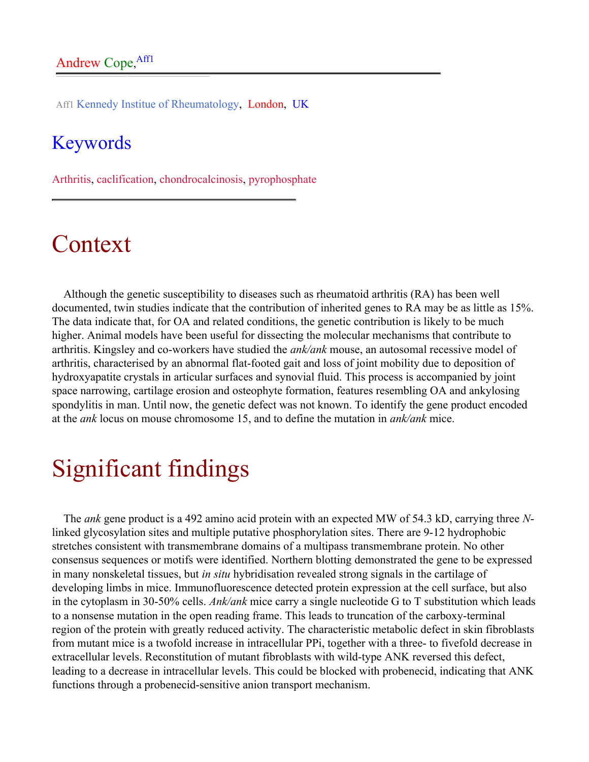Andrew Cope,[Aff1]

Aff1 Kennedy Institue of Rheumatology, London, UK

## Keywords

Arthritis, caclification, chondrocalcinosis, pyrophosphate

# Context

Although the genetic susceptibility to diseases such as rheumatoid arthritis (RA) has been well documented, twin studies indicate that the contribution of inherited genes to RA may be as little as 15%. The data indicate that, for OA and related conditions, the genetic contribution is likely to be much higher. Animal models have been useful for dissecting the molecular mechanisms that contribute to arthritis. Kingsley and co-workers have studied the *ank/ank* mouse, an autosomal recessive model of arthritis, characterised by an abnormal flat-footed gait and loss of joint mobility due to deposition of hydroxyapatite crystals in articular surfaces and synovial fluid. This process is accompanied by joint space narrowing, cartilage erosion and osteophyte formation, features resembling OA and ankylosing spondylitis in man. Until now, the genetic defect was not known. To identify the gene product encoded at the *ank* locus on mouse chromosome 15, and to define the mutation in *ank/ank* mice.

# Significant findings

The *ank* gene product is a 492 amino acid protein with an expected MW of 54.3 kD, carrying three *N*-linked glycosylation sites and multiple putative phosphorylation sites. There are 9-12 hydrophobic stretches consistent with transmembrane domains of a multipass transmembrane protein. No other consensus sequences or motifs were identified. Northern blotting demonstrated the gene to be expressed in many nonskeletal tissues, but *in situ* hybridisation revealed strong signals in the cartilage of developing limbs in mice. Immunofluorescence detected protein expression at the cell surface, but also in the cytoplasm in 30-50% cells. *Ank/ank* mice carry a single nucleotide G to T substitution which leads to a nonsense mutation in the open reading frame. This leads to truncation of the carboxy-terminal region of the protein with greatly reduced activity. The characteristic metabolic defect in skin fibroblasts from mutant mice is a twofold increase in intracellular PPi, together with a three- to fivefold decrease in extracellular levels. Reconstitution of mutant fibroblasts with wild-type ANK reversed this defect, leading to a decrease in intracellular levels. This could be blocked with probenecid, indicating that ANK functions through a probenecid-sensitive anion transport mechanism.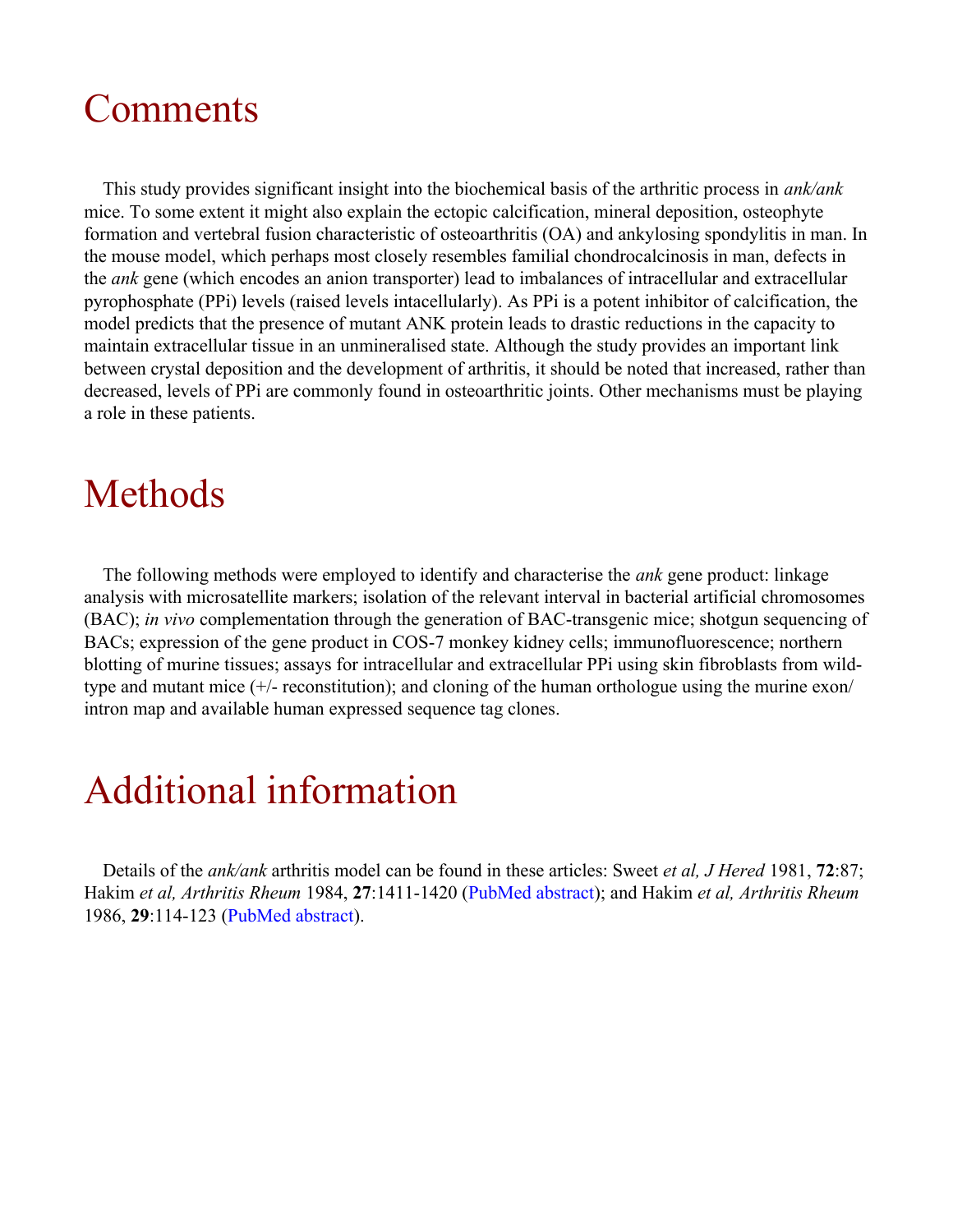# Comments

This study provides significant insight into the biochemical basis of the arthritic process in *ank/ank* mice. To some extent it might also explain the ectopic calcification, mineral deposition, osteophyte formation and vertebral fusion characteristic of osteoarthritis (OA) and ankylosing spondylitis in man. In the mouse model, which perhaps most closely resembles familial chondrocalcinosis in man, defects in the *ank* gene (which encodes an anion transporter) lead to imbalances of intracellular and extracellular pyrophosphate (PPi) levels (raised levels intacellularly). As PPi is a potent inhibitor of calcification, the model predicts that the presence of mutant ANK protein leads to drastic reductions in the capacity to maintain extracellular tissue in an unmineralised state. Although the study provides an important link between crystal deposition and the development of arthritis, it should be noted that increased, rather than decreased, levels of PPi are commonly found in osteoarthritic joints. Other mechanisms must be playing a role in these patients.

# Methods

The following methods were employed to identify and characterise the *ank* gene product: linkage analysis with microsatellite markers; isolation of the relevant interval in bacterial artificial chromosomes (BAC); *in vivo* complementation through the generation of BAC-transgenic mice; shotgun sequencing of BACs; expression of the gene product in COS-7 monkey kidney cells; immunofluorescence; northern blotting of murine tissues; assays for intracellular and extracellular PPi using skin fibroblasts from wild-type and mutant mice (+/- reconstitution); and cloning of the human orthologue using the murine exon/intron map and available human expressed sequence tag clones.

# Additional information

Details of the *ank/ank* arthritis model can be found in these articles: Sweet *et al, J Hered* 1981, **72**:87; Hakim *et al, Arthritis Rheum* 1984, **27**:1411-1420 (PubMed abstract); and Hakim *et al, Arthritis Rheum* 1986, **29**:114-123 (PubMed abstract).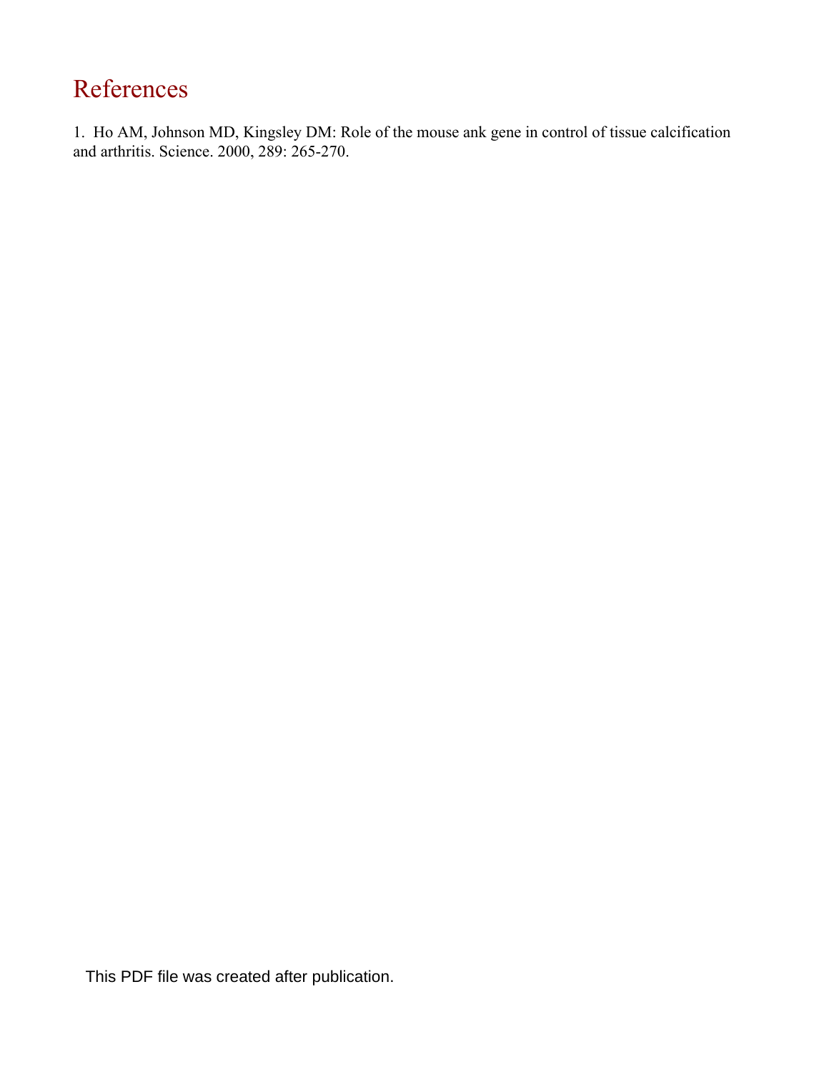# References

1. Ho AM, Johnson MD, Kingsley DM: Role of the mouse ank gene in control of tissue calcification and arthritis. Science. 2000, 289: 265-270.

This PDF file was created after publication.